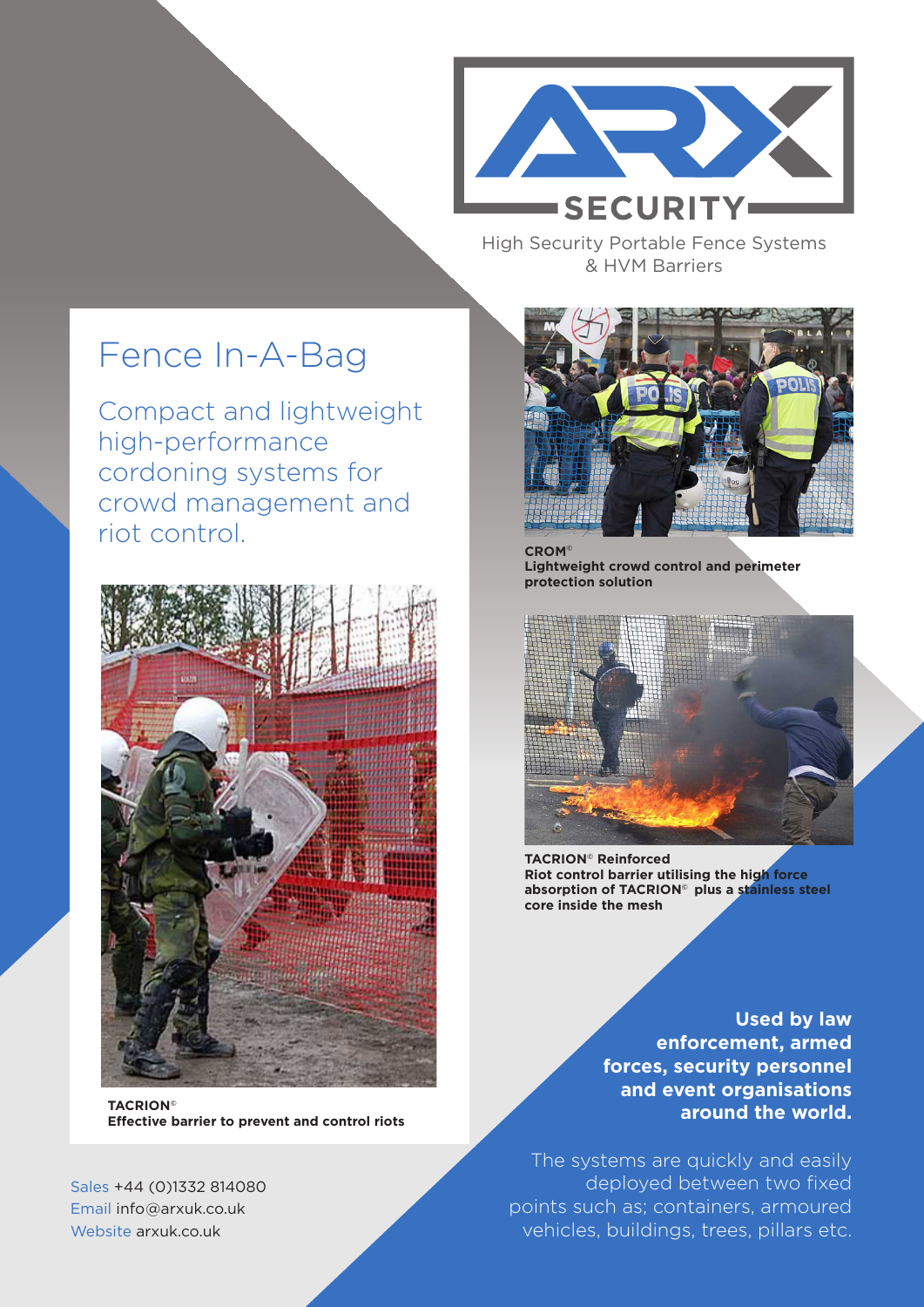ARX SECURITY

High Security Portable Fence Systems & HVM Barriers

# Fence In-A-Bag

## Compact and lightweight high-performance cordoning systems for crowd management and riot control.

**TACRION©**
**Effective barrier to prevent and control riots**

**CROM©**
**Lightweight crowd control and perimeter protection solution**

**TACRION© Reinforced**
**Riot control barrier utilising the high force absorption of TACRION© plus a stainless steel core inside the mesh**

**Used by law enforcement, armed forces, security personnel and event organisations around the world.**

The systems are quickly and easily deployed between two fixed points such as; containers, armoured vehicles, buildings, trees, pillars etc.

Sales +44 (0)1332 814080
Email info@arxuk.co.uk
Website arxuk.co.uk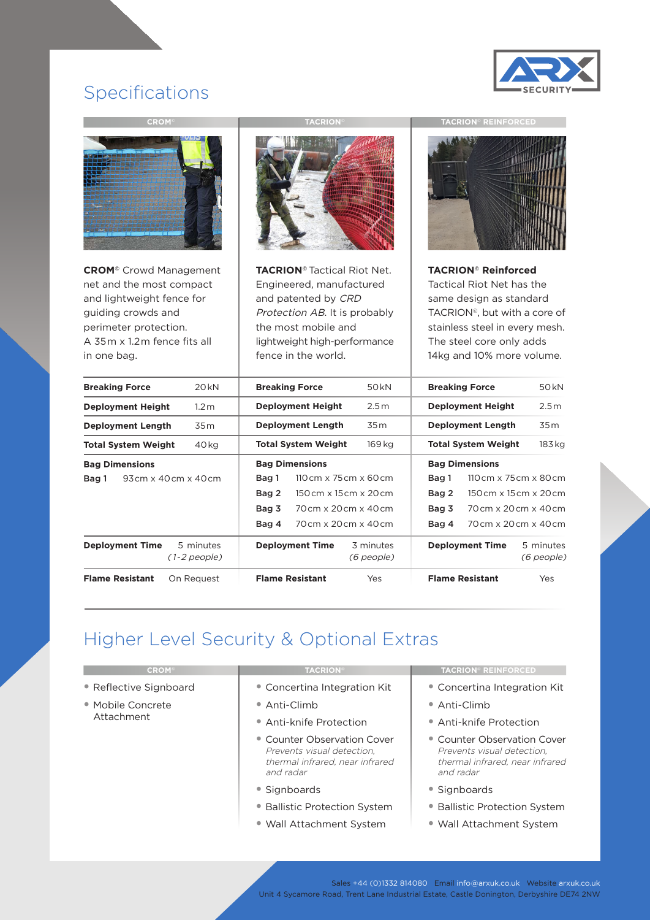# Specifications

## CROM®

**CROM®** Crowd Management net and the most compact and lightweight fence for guiding crowds and perimeter protection.
A 35m x 1.2m fence fits all in one bag.

| | |
|---|---|
| **Breaking Force** | 20kN |
| **Deployment Height** | 1.2m |
| **Deployment Length** | 35m |
| **Total System Weight** | 40kg |
| **Bag Dimensions** | |
| **Bag 1** | 93cm x 40cm x 40cm |
| **Deployment Time** | 5 minutes *(1-2 people)* |
| **Flame Resistant** | On Request |

## TACRION®

**TACRION®** Tactical Riot Net. Engineered, manufactured and patented by *CRD Protection AB*. It is probably the most mobile and lightweight high-performance fence in the world.

| | |
|---|---|
| **Breaking Force** | 50kN |
| **Deployment Height** | 2.5m |
| **Deployment Length** | 35m |
| **Total System Weight** | 169kg |
| **Bag Dimensions** | |
| **Bag 1** | 110cm x 75cm x 60cm |
| **Bag 2** | 150cm x 15cm x 20cm |
| **Bag 3** | 70cm x 20cm x 40cm |
| **Bag 4** | 70cm x 20cm x 40cm |
| **Deployment Time** | 3 minutes *(6 people)* |
| **Flame Resistant** | Yes |

## TACRION® REINFORCED

**TACRION® Reinforced** Tactical Riot Net has the same design as standard TACRION®, but with a core of stainless steel in every mesh. The steel core only adds 14kg and 10% more volume.

| | |
|---|---|
| **Breaking Force** | 50kN |
| **Deployment Height** | 2.5m |
| **Deployment Length** | 35m |
| **Total System Weight** | 183kg |
| **Bag Dimensions** | |
| **Bag 1** | 110cm x 75cm x 80cm |
| **Bag 2** | 150cm x 15cm x 20cm |
| **Bag 3** | 70cm x 20cm x 40cm |
| **Bag 4** | 70cm x 20cm x 40cm |
| **Deployment Time** | 5 minutes *(6 people)* |
| **Flame Resistant** | Yes |

# Higher Level Security & Optional Extras

## CROM®

- Reflective Signboard
- Mobile Concrete Attachment

## TACRION®

- Concertina Integration Kit
- Anti-Climb
- Anti-knife Protection
- Counter Observation Cover
  *Prevents visual detection, thermal infrared, near infrared and radar*
- Signboards
- Ballistic Protection System
- Wall Attachment System

## TACRION® REINFORCED

- Concertina Integration Kit
- Anti-Climb
- Anti-knife Protection
- Counter Observation Cover
  *Prevents visual detection, thermal infrared, near infrared and radar*
- Signboards
- Ballistic Protection System
- Wall Attachment System

Sales +44 (0)1332 814080 Email info@arxuk.co.uk Website arxuk.co.uk
Unit 4 Sycamore Road, Trent Lane Industrial Estate, Castle Donington, Derbyshire DE74 2NW